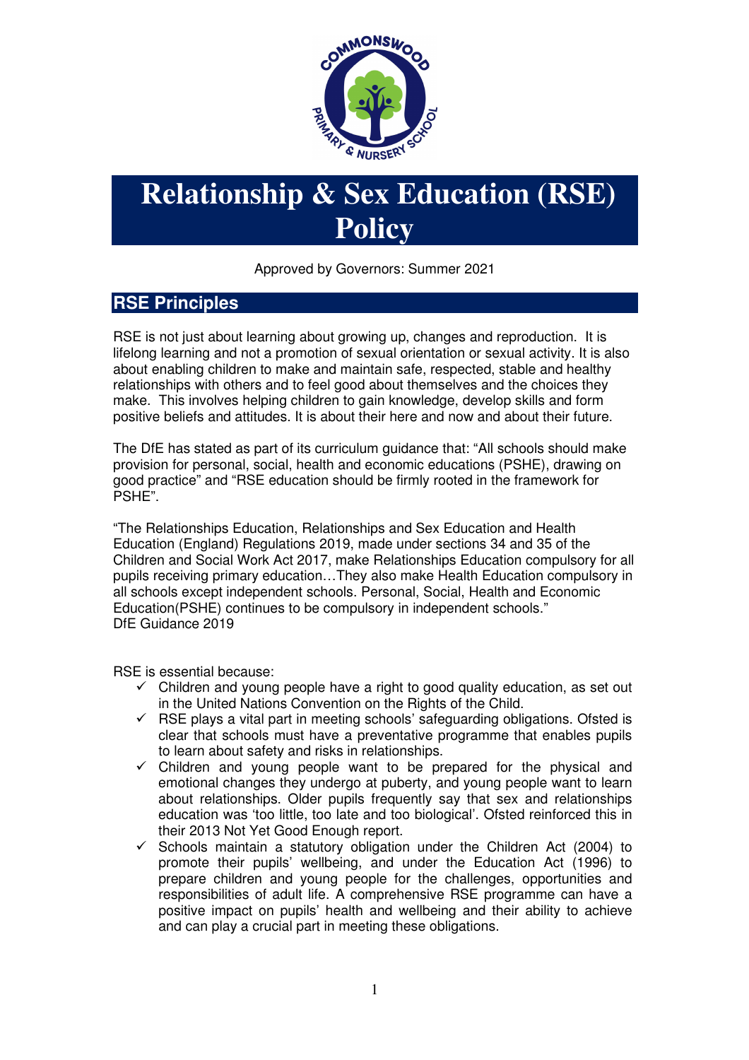# Relationship & Sex Education (RSE) Policy

Approved by Governors: Summer 2021

## RSE Principles

RSE is not just about learning about growing up, changes and reproduction. It is lifelong learning and not a promotion of sexual orientation or sexual activity. It is also about enabling children to make and maintain safe, respected, stable and healthy relationships with others and to feel good about themselves and the choices they make. This involves helping children to gain knowledge, develop skills and form positive beliefs and attitudes. It is about their here and now and about their future.

The DfE has stated as part of its curriculum guidance that: "All schools should make provision for personal, social, health and economic educations (PSHE), drawing on good practice" and "RSE education should be firmly rooted in the framework for PSHE".

"The Relationships Education, Relationships and Sex Education and Health Education (England) Regulations 2019, made under sections 34 and 35 of the Children and Social Work Act 2017, make Relationships Education compulsory for all pupils receiving primary education…They also make Health Education compulsory in all schools except independent schools. Personal, Social, Health and Economic Education(PSHE) continues to be compulsory in independent schools."
DfE Guidance 2019

RSE is essential because:

- ✓ Children and young people have a right to good quality education, as set out in the United Nations Convention on the Rights of the Child.
- ✓ RSE plays a vital part in meeting schools' safeguarding obligations. Ofsted is clear that schools must have a preventative programme that enables pupils to learn about safety and risks in relationships.
- ✓ Children and young people want to be prepared for the physical and emotional changes they undergo at puberty, and young people want to learn about relationships. Older pupils frequently say that sex and relationships education was 'too little, too late and too biological'. Ofsted reinforced this in their 2013 Not Yet Good Enough report.
- ✓ Schools maintain a statutory obligation under the Children Act (2004) to promote their pupils' wellbeing, and under the Education Act (1996) to prepare children and young people for the challenges, opportunities and responsibilities of adult life. A comprehensive RSE programme can have a positive impact on pupils' health and wellbeing and their ability to achieve and can play a crucial part in meeting these obligations.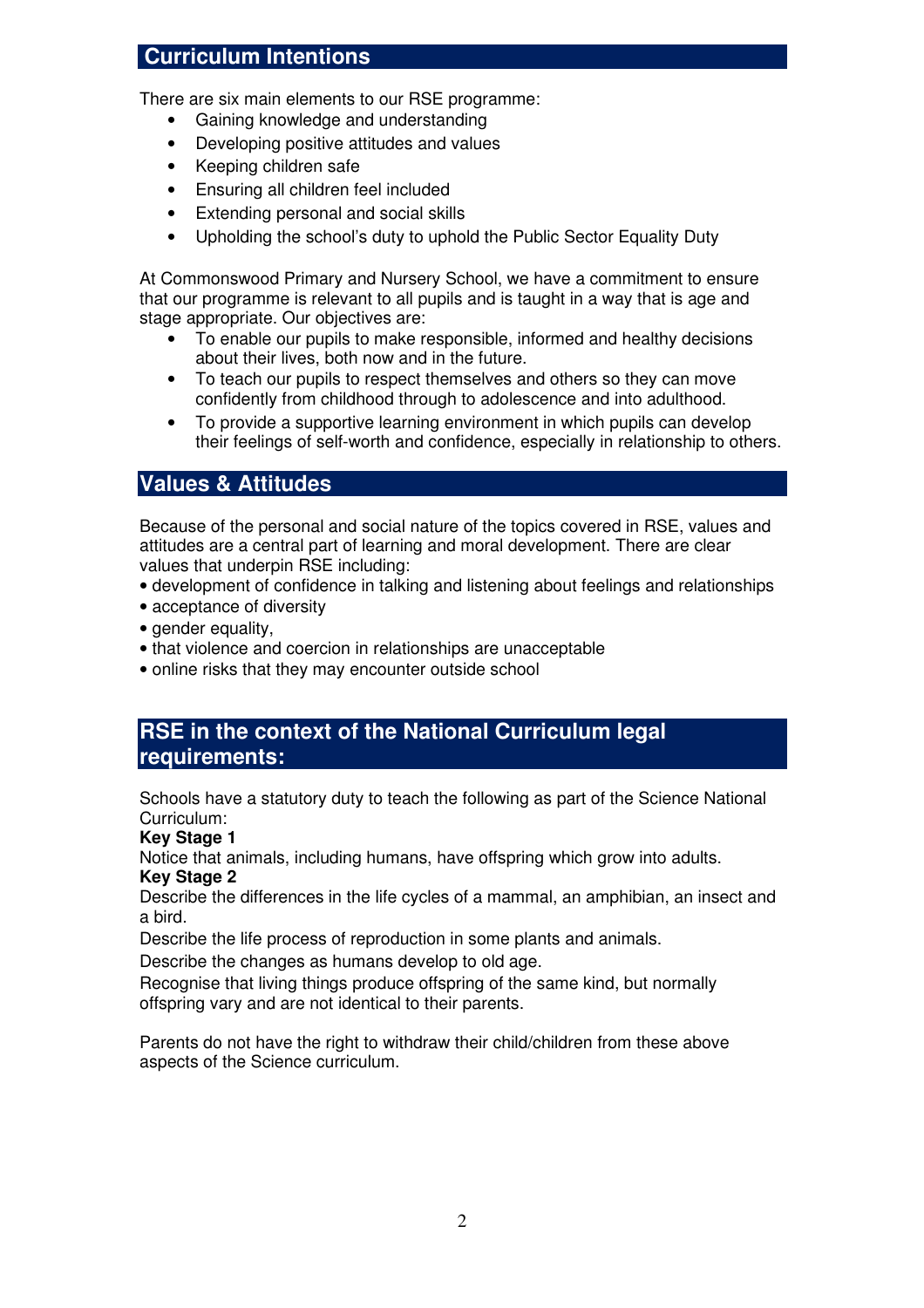## Curriculum Intentions

There are six main elements to our RSE programme:

- Gaining knowledge and understanding
- Developing positive attitudes and values
- Keeping children safe
- Ensuring all children feel included
- Extending personal and social skills
- Upholding the school's duty to uphold the Public Sector Equality Duty

At Commonswood Primary and Nursery School, we have a commitment to ensure that our programme is relevant to all pupils and is taught in a way that is age and stage appropriate. Our objectives are:

- To enable our pupils to make responsible, informed and healthy decisions about their lives, both now and in the future.
- To teach our pupils to respect themselves and others so they can move confidently from childhood through to adolescence and into adulthood.
- To provide a supportive learning environment in which pupils can develop their feelings of self-worth and confidence, especially in relationship to others.

## Values & Attitudes

Because of the personal and social nature of the topics covered in RSE, values and attitudes are a central part of learning and moral development. There are clear values that underpin RSE including:

- development of confidence in talking and listening about feelings and relationships
- acceptance of diversity
- gender equality,
- that violence and coercion in relationships are unacceptable
- online risks that they may encounter outside school

## RSE in the context of the National Curriculum legal requirements:

Schools have a statutory duty to teach the following as part of the Science National Curriculum:

**Key Stage 1**

Notice that animals, including humans, have offspring which grow into adults.

**Key Stage 2**

Describe the differences in the life cycles of a mammal, an amphibian, an insect and a bird.

Describe the life process of reproduction in some plants and animals.

Describe the changes as humans develop to old age.

Recognise that living things produce offspring of the same kind, but normally offspring vary and are not identical to their parents.

Parents do not have the right to withdraw their child/children from these above aspects of the Science curriculum.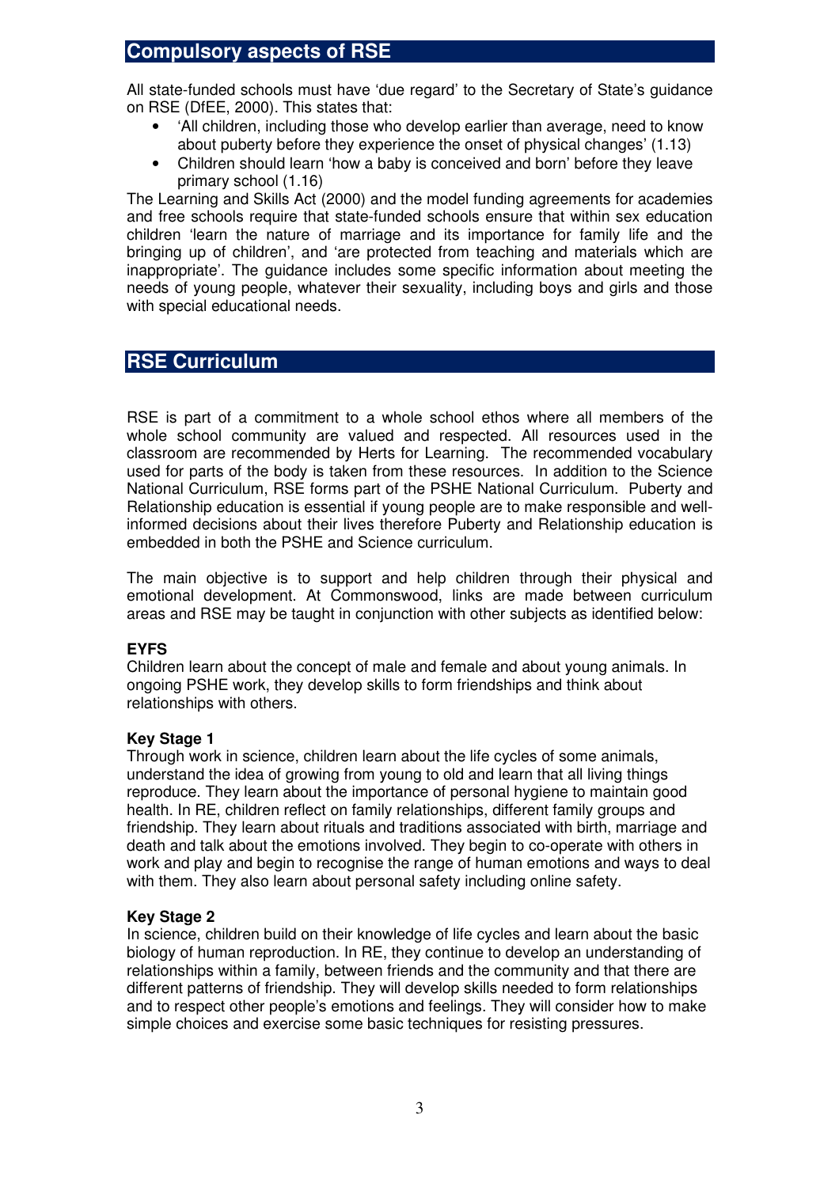## Compulsory aspects of RSE

All state-funded schools must have 'due regard' to the Secretary of State's guidance on RSE (DfEE, 2000). This states that:

- 'All children, including those who develop earlier than average, need to know about puberty before they experience the onset of physical changes' (1.13)
- Children should learn 'how a baby is conceived and born' before they leave primary school (1.16)

The Learning and Skills Act (2000) and the model funding agreements for academies and free schools require that state-funded schools ensure that within sex education children 'learn the nature of marriage and its importance for family life and the bringing up of children', and 'are protected from teaching and materials which are inappropriate'. The guidance includes some specific information about meeting the needs of young people, whatever their sexuality, including boys and girls and those with special educational needs.

## RSE Curriculum

RSE is part of a commitment to a whole school ethos where all members of the whole school community are valued and respected. All resources used in the classroom are recommended by Herts for Learning. The recommended vocabulary used for parts of the body is taken from these resources. In addition to the Science National Curriculum, RSE forms part of the PSHE National Curriculum. Puberty and Relationship education is essential if young people are to make responsible and well-informed decisions about their lives therefore Puberty and Relationship education is embedded in both the PSHE and Science curriculum.

The main objective is to support and help children through their physical and emotional development. At Commonswood, links are made between curriculum areas and RSE may be taught in conjunction with other subjects as identified below:

**EYFS**
Children learn about the concept of male and female and about young animals. In ongoing PSHE work, they develop skills to form friendships and think about relationships with others.

**Key Stage 1**
Through work in science, children learn about the life cycles of some animals, understand the idea of growing from young to old and learn that all living things reproduce. They learn about the importance of personal hygiene to maintain good health. In RE, children reflect on family relationships, different family groups and friendship. They learn about rituals and traditions associated with birth, marriage and death and talk about the emotions involved. They begin to co-operate with others in work and play and begin to recognise the range of human emotions and ways to deal with them. They also learn about personal safety including online safety.

**Key Stage 2**
In science, children build on their knowledge of life cycles and learn about the basic biology of human reproduction. In RE, they continue to develop an understanding of relationships within a family, between friends and the community and that there are different patterns of friendship. They will develop skills needed to form relationships and to respect other people's emotions and feelings. They will consider how to make simple choices and exercise some basic techniques for resisting pressures.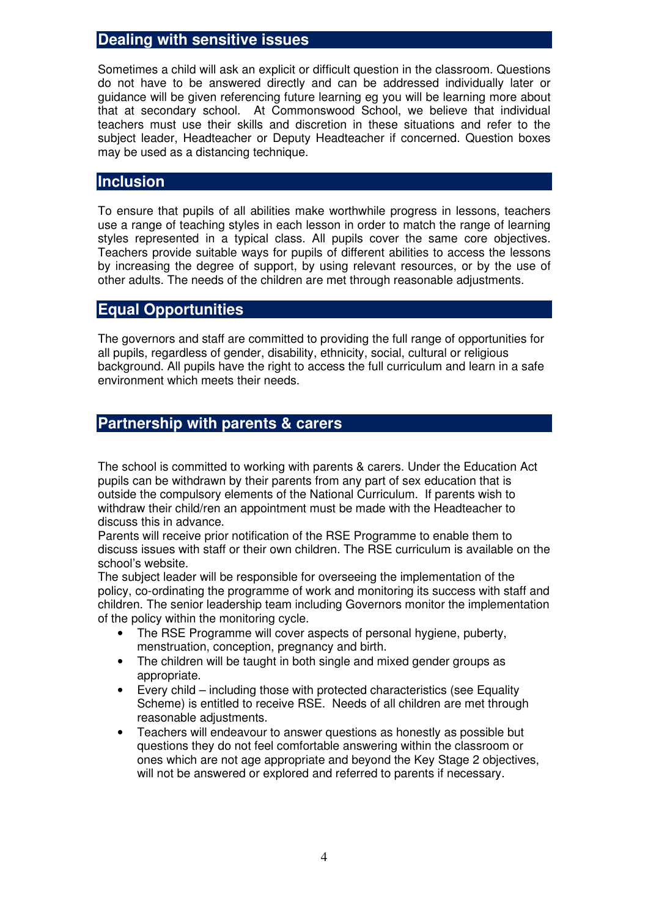## Dealing with sensitive issues

Sometimes a child will ask an explicit or difficult question in the classroom. Questions do not have to be answered directly and can be addressed individually later or guidance will be given referencing future learning eg you will be learning more about that at secondary school. At Commonswood School, we believe that individual teachers must use their skills and discretion in these situations and refer to the subject leader, Headteacher or Deputy Headteacher if concerned. Question boxes may be used as a distancing technique.

## Inclusion

To ensure that pupils of all abilities make worthwhile progress in lessons, teachers use a range of teaching styles in each lesson in order to match the range of learning styles represented in a typical class. All pupils cover the same core objectives. Teachers provide suitable ways for pupils of different abilities to access the lessons by increasing the degree of support, by using relevant resources, or by the use of other adults. The needs of the children are met through reasonable adjustments.

## Equal Opportunities

The governors and staff are committed to providing the full range of opportunities for all pupils, regardless of gender, disability, ethnicity, social, cultural or religious background. All pupils have the right to access the full curriculum and learn in a safe environment which meets their needs.

## Partnership with parents & carers

The school is committed to working with parents & carers. Under the Education Act pupils can be withdrawn by their parents from any part of sex education that is outside the compulsory elements of the National Curriculum. If parents wish to withdraw their child/ren an appointment must be made with the Headteacher to discuss this in advance.

Parents will receive prior notification of the RSE Programme to enable them to discuss issues with staff or their own children. The RSE curriculum is available on the school's website.

The subject leader will be responsible for overseeing the implementation of the policy, co-ordinating the programme of work and monitoring its success with staff and children. The senior leadership team including Governors monitor the implementation of the policy within the monitoring cycle.

- The RSE Programme will cover aspects of personal hygiene, puberty, menstruation, conception, pregnancy and birth.
- The children will be taught in both single and mixed gender groups as appropriate.
- Every child – including those with protected characteristics (see Equality Scheme) is entitled to receive RSE. Needs of all children are met through reasonable adjustments.
- Teachers will endeavour to answer questions as honestly as possible but questions they do not feel comfortable answering within the classroom or ones which are not age appropriate and beyond the Key Stage 2 objectives, will not be answered or explored and referred to parents if necessary.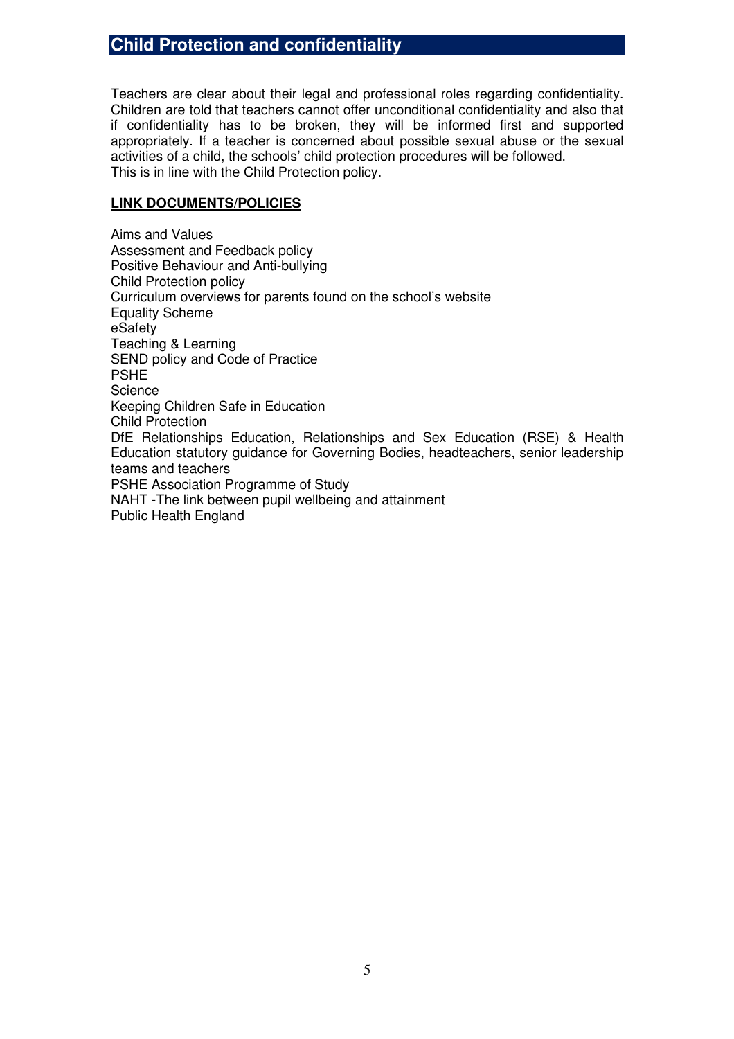## Child Protection and confidentiality

Teachers are clear about their legal and professional roles regarding confidentiality. Children are told that teachers cannot offer unconditional confidentiality and also that if confidentiality has to be broken, they will be informed first and supported appropriately. If a teacher is concerned about possible sexual abuse or the sexual activities of a child, the schools' child protection procedures will be followed.
This is in line with the Child Protection policy.

**LINK DOCUMENTS/POLICIES**

Aims and Values
Assessment and Feedback policy
Positive Behaviour and Anti-bullying
Child Protection policy
Curriculum overviews for parents found on the school's website
Equality Scheme
eSafety
Teaching & Learning
SEND policy and Code of Practice
PSHE
Science
Keeping Children Safe in Education
Child Protection
DfE Relationships Education, Relationships and Sex Education (RSE) & Health Education statutory guidance for Governing Bodies, headteachers, senior leadership teams and teachers
PSHE Association Programme of Study
NAHT -The link between pupil wellbeing and attainment
Public Health England